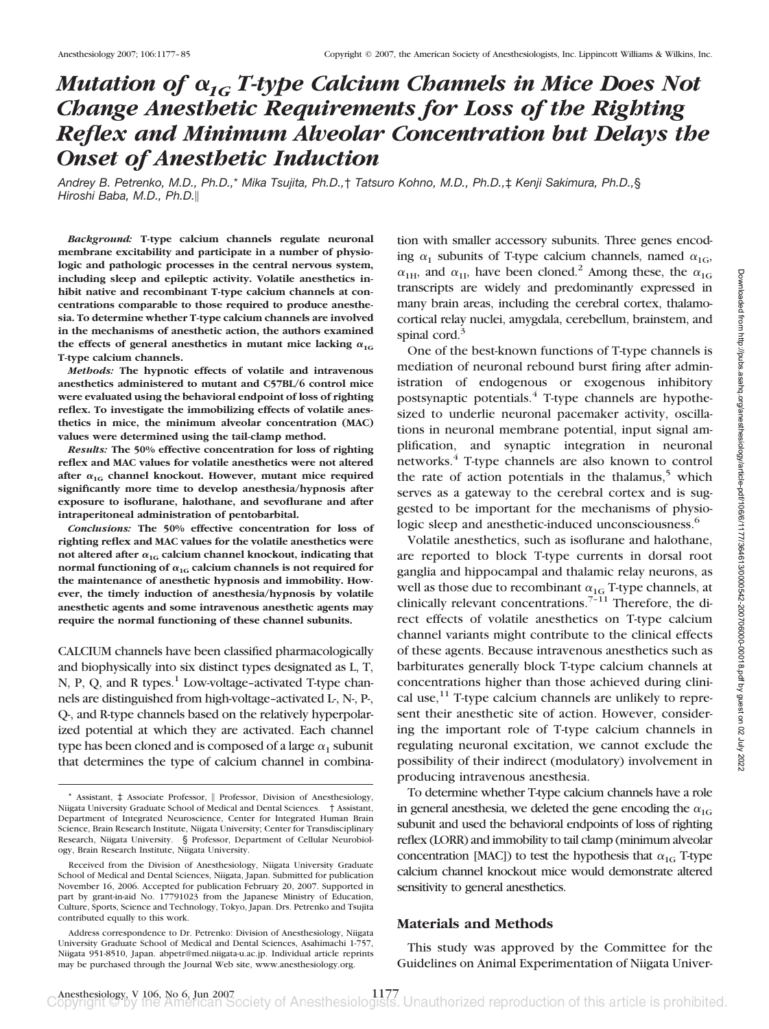# *Mutation of $\alpha_{1G}$ T-type Calcium Channels in Mice Does Not Change Anesthetic Requirements for Loss of the Righting Reflex and Minimum Alveolar Concentration but Delays the Onset of Anesthetic Induction*

*Andrey B. Petrenko, M.D., Ph.D.,\* Mika Tsujita, Ph.D.,† Tatsuro Kohno, M.D., Ph.D.,‡ Kenji Sakimura, Ph.D.,§ Hiroshi Baba, M.D., Ph.D.‖*

***Background:*** **T-type calcium channels regulate neuronal membrane excitability and participate in a number of physiologic and pathologic processes in the central nervous system, including sleep and epileptic activity. Volatile anesthetics inhibit native and recombinant T-type calcium channels at concentrations comparable to those required to produce anesthesia. To determine whether T-type calcium channels are involved in the mechanisms of anesthetic action, the authors examined the effects of general anesthetics in mutant mice lacking $\alpha_{1G}$ T-type calcium channels.**

***Methods:*** **The hypnotic effects of volatile and intravenous anesthetics administered to mutant and C57BL/6 control mice were evaluated using the behavioral endpoint of loss of righting reflex. To investigate the immobilizing effects of volatile anesthetics in mice, the minimum alveolar concentration (MAC) values were determined using the tail-clamp method.**

***Results:*** **The 50% effective concentration for loss of righting reflex and MAC values for volatile anesthetics were not altered after $\alpha_{1G}$ channel knockout. However, mutant mice required significantly more time to develop anesthesia/hypnosis after exposure to isoflurane, halothane, and sevoflurane and after intraperitoneal administration of pentobarbital.**

***Conclusions:*** **The 50% effective concentration for loss of righting reflex and MAC values for the volatile anesthetics were not altered after $\alpha_{1G}$ calcium channel knockout, indicating that normal functioning of $\alpha_{1G}$ calcium channels is not required for the maintenance of anesthetic hypnosis and immobility. However, the timely induction of anesthesia/hypnosis by volatile anesthetic agents and some intravenous anesthetic agents may require the normal functioning of these channel subunits.**

CALCIUM channels have been classified pharmacologically and biophysically into six distinct types designated as L, T, N, P, Q, and R types.[1] Low-voltage–activated T-type channels are distinguished from high-voltage–activated L-, N-, P-, Q-, and R-type channels based on the relatively hyperpolarized potential at which they are activated. Each channel type has been cloned and is composed of a large $\alpha_1$ subunit that determines the type of calcium channel in combination with smaller accessory subunits. Three genes encoding $\alpha_1$ subunits of T-type calcium channels, named $\alpha_{1G}$, $\alpha_{1H}$, and $\alpha_{1I}$, have been cloned.[2] Among these, the $\alpha_{1G}$ transcripts are widely and predominantly expressed in many brain areas, including the cerebral cortex, thalamocortical relay nuclei, amygdala, cerebellum, brainstem, and spinal cord.[3]

One of the best-known functions of T-type channels is mediation of neuronal rebound burst firing after administration of endogenous or exogenous inhibitory postsynaptic potentials.[4] T-type channels are hypothesized to underlie neuronal pacemaker activity, oscillations in neuronal membrane potential, input signal amplification, and synaptic integration in neuronal networks.[4] T-type channels are also known to control the rate of action potentials in the thalamus,[5] which serves as a gateway to the cerebral cortex and is suggested to be important for the mechanisms of physiologic sleep and anesthetic-induced unconsciousness.[6]

Volatile anesthetics, such as isoflurane and halothane, are reported to block T-type currents in dorsal root ganglia and hippocampal and thalamic relay neurons, as well as those due to recombinant $\alpha_{1G}$ T-type channels, at clinically relevant concentrations.[7–11] Therefore, the direct effects of volatile anesthetics on T-type calcium channel variants might contribute to the clinical effects of these agents. Because intravenous anesthetics such as barbiturates generally block T-type calcium channels at concentrations higher than those achieved during clinical use,[11] T-type calcium channels are unlikely to represent their anesthetic site of action. However, considering the important role of T-type calcium channels in regulating neuronal excitation, we cannot exclude the possibility of their indirect (modulatory) involvement in producing intravenous anesthesia.

To determine whether T-type calcium channels have a role in general anesthesia, we deleted the gene encoding the $\alpha_{1G}$ subunit and used the behavioral endpoints of loss of righting reflex (LORR) and immobility to tail clamp (minimum alveolar concentration [MAC]) to test the hypothesis that $\alpha_{1G}$ T-type calcium channel knockout mice would demonstrate altered sensitivity to general anesthetics.

## Materials and Methods

This study was approved by the Committee for the Guidelines on Animal Experimentation of Niigata Univer-

---

\* Assistant, ‡ Associate Professor, ‖ Professor, Division of Anesthesiology, Niigata University Graduate School of Medical and Dental Sciences. † Assistant, Department of Integrated Neuroscience, Center for Integrated Human Brain Science, Brain Research Institute, Niigata University; Center for Transdisciplinary Research, Niigata University. § Professor, Department of Cellular Neurobiology, Brain Research Institute, Niigata University.

Received from the Division of Anesthesiology, Niigata University Graduate School of Medical and Dental Sciences, Niigata, Japan. Submitted for publication November 16, 2006. Accepted for publication February 20, 2007. Supported in part by grant-in-aid No. 17791023 from the Japanese Ministry of Education, Culture, Sports, Science and Technology, Tokyo, Japan. Drs. Petrenko and Tsujita contributed equally to this work.

Address correspondence to Dr. Petrenko: Division of Anesthesiology, Niigata University Graduate School of Medical and Dental Sciences, Asahimachi 1-757, Niigata 951-8510, Japan. abpetr@med.niigata-u.ac.jp. Individual article reprints may be purchased through the Journal Web site, www.anesthesiology.org.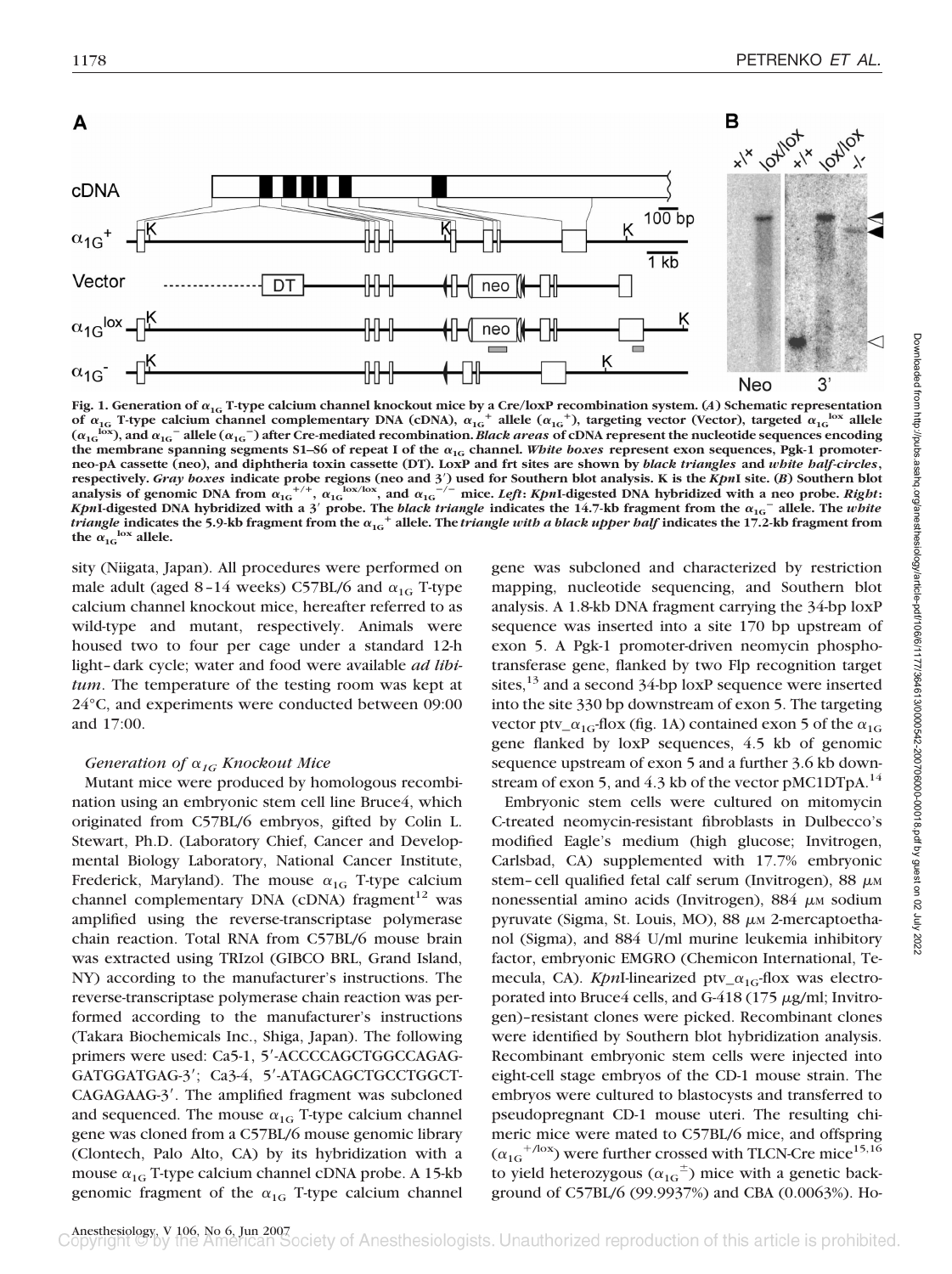Fig. 1. Generation of $\alpha_{1G}$ T-type calcium channel knockout mice by a Cre/loxP recombination system. (*A*) Schematic representation of $\alpha_{1G}$ T-type calcium channel complementary DNA (cDNA), $\alpha_{1G}^{+}$ allele ($\alpha_{1G}^{+}$), targeting vector (Vector), targeted $\alpha_{1G}^{lox}$ allele ($\alpha_{1G}^{lox}$), and $\alpha_{1G}^{-}$ allele ($\alpha_{1G}^{-}$) after Cre-mediated recombination. *Black areas* of cDNA represent the nucleotide sequences encoding the membrane spanning segments S1–S6 of repeat I of the $\alpha_{1G}$ channel. *White boxes* represent exon sequences, Pgk-1 promoter-neo-pA cassette (neo), and diphtheria toxin cassette (DT). LoxP and frt sites are shown by *black triangles* and *white half-circles*, respectively. *Gray boxes* indicate probe regions (neo and 3′) used for Southern blot analysis. K is the *Kpn*I site. (*B*) Southern blot analysis of genomic DNA from $\alpha_{1G}^{+/+}$, $\alpha_{1G}^{lox/lox}$, and $\alpha_{1G}^{-/-}$ mice. *Left*: *Kpn*I-digested DNA hybridized with a neo probe. *Right*: *Kpn*I-digested DNA hybridized with a 3′ probe. The *black triangle* indicates the 14.7-kb fragment from the $\alpha_{1G}^{-}$ allele. The *white triangle* indicates the 5.9-kb fragment from the $\alpha_{1G}^{+}$ allele. The *triangle with a black upper half* indicates the 17.2-kb fragment from the $\alpha_{1G}^{lox}$ allele.

sity (Niigata, Japan). All procedures were performed on male adult (aged 8–14 weeks) C57BL/6 and $\alpha_{1G}$ T-type calcium channel knockout mice, hereafter referred to as wild-type and mutant, respectively. Animals were housed two to four per cage under a standard 12-h light–dark cycle; water and food were available *ad libitum*. The temperature of the testing room was kept at 24°C, and experiments were conducted between 09:00 and 17:00.

### *Generation of $\alpha_{1G}$ Knockout Mice*

Mutant mice were produced by homologous recombination using an embryonic stem cell line Bruce4, which originated from C57BL/6 embryos, gifted by Colin L. Stewart, Ph.D. (Laboratory Chief, Cancer and Developmental Biology Laboratory, National Cancer Institute, Frederick, Maryland). The mouse $\alpha_{1G}$ T-type calcium channel complementary DNA (cDNA) fragment[12] was amplified using the reverse-transcriptase polymerase chain reaction. Total RNA from C57BL/6 mouse brain was extracted using TRIzol (GIBCO BRL, Grand Island, NY) according to the manufacturer's instructions. The reverse-transcriptase polymerase chain reaction was performed according to the manufacturer's instructions (Takara Biochemicals Inc., Shiga, Japan). The following primers were used: Ca5-1, 5′-ACCCCAGCTGGCCAGAGGATGGATGAG-3′; Ca3-4, 5′-ATAGCAGCTGCCTGGCTCAGAGAAG-3′. The amplified fragment was subcloned and sequenced. The mouse $\alpha_{1G}$ T-type calcium channel gene was cloned from a C57BL/6 mouse genomic library (Clontech, Palo Alto, CA) by its hybridization with a mouse $\alpha_{1G}$ T-type calcium channel cDNA probe. A 15-kb genomic fragment of the $\alpha_{1G}$ T-type calcium channel gene was subcloned and characterized by restriction mapping, nucleotide sequencing, and Southern blot analysis. A 1.8-kb DNA fragment carrying the 34-bp loxP sequence was inserted into a site 170 bp upstream of exon 5. A Pgk-1 promoter-driven neomycin phosphotransferase gene, flanked by two Flp recognition target sites,[13] and a second 34-bp loxP sequence were inserted into the site 330 bp downstream of exon 5. The targeting vector ptv_$\alpha_{1G}$-flox (fig. 1A) contained exon 5 of the $\alpha_{1G}$ gene flanked by loxP sequences, 4.5 kb of genomic sequence upstream of exon 5 and a further 3.6 kb downstream of exon 5, and 4.3 kb of the vector pMC1DTpA.[14]

Embryonic stem cells were cultured on mitomycin C-treated neomycin-resistant fibroblasts in Dulbecco's modified Eagle's medium (high glucose; Invitrogen, Carlsbad, CA) supplemented with 17.7% embryonic stem–cell qualified fetal calf serum (Invitrogen), 88 $\mu$M nonessential amino acids (Invitrogen), 884 $\mu$M sodium pyruvate (Sigma, St. Louis, MO), 88 $\mu$M 2-mercaptoethanol (Sigma), and 884 U/ml murine leukemia inhibitory factor, embryonic EMGRO (Chemicon International, Temecula, CA). *Kpn*I-linearized ptv_$\alpha_{1G}$-flox was electroporated into Bruce4 cells, and G-418 (175 $\mu$g/ml; Invitrogen)–resistant clones were picked. Recombinant clones were identified by Southern blot hybridization analysis. Recombinant embryonic stem cells were injected into eight-cell stage embryos of the CD-1 mouse strain. The embryos were cultured to blastocysts and transferred to pseudopregnant CD-1 mouse uteri. The resulting chimeric mice were mated to C57BL/6 mice, and offspring ($\alpha_{1G}^{+/lox}$) were further crossed with TLCN-Cre mice[15,16] to yield heterozygous ($\alpha_{1G}^{\pm}$) mice with a genetic background of C57BL/6 (99.9937%) and CBA (0.0063%). Ho-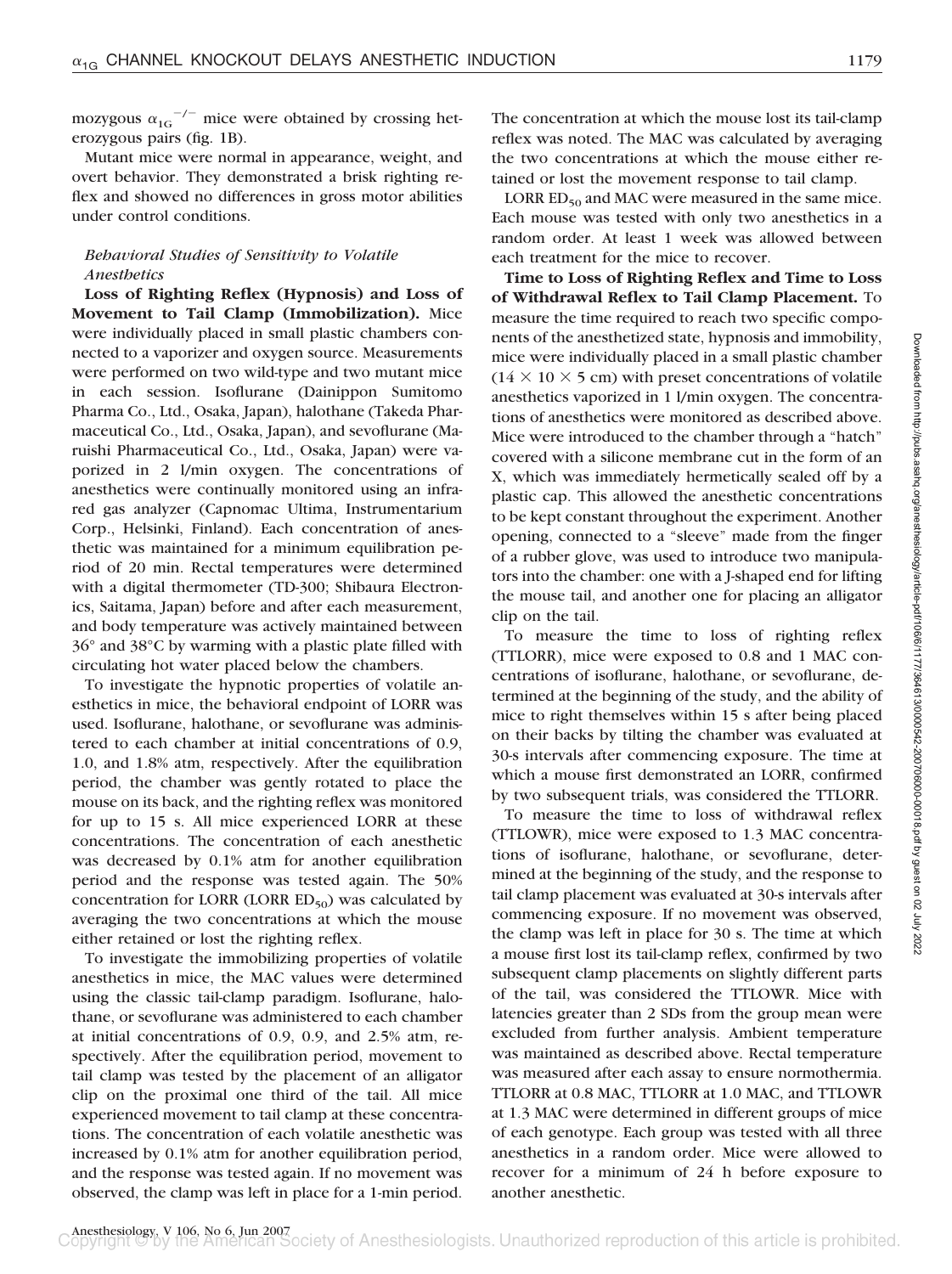mozygous $\alpha_{1G}^{-/-}$ mice were obtained by crossing heterozygous pairs (fig. 1B).

Mutant mice were normal in appearance, weight, and overt behavior. They demonstrated a brisk righting reflex and showed no differences in gross motor abilities under control conditions.

### *Behavioral Studies of Sensitivity to Volatile Anesthetics*

**Loss of Righting Reflex (Hypnosis) and Loss of Movement to Tail Clamp (Immobilization).** Mice were individually placed in small plastic chambers connected to a vaporizer and oxygen source. Measurements were performed on two wild-type and two mutant mice in each session. Isoflurane (Dainippon Sumitomo Pharma Co., Ltd., Osaka, Japan), halothane (Takeda Pharmaceutical Co., Ltd., Osaka, Japan), and sevoflurane (Maruishi Pharmaceutical Co., Ltd., Osaka, Japan) were vaporized in 2 l/min oxygen. The concentrations of anesthetics were continually monitored using an infrared gas analyzer (Capnomac Ultima, Instrumentarium Corp., Helsinki, Finland). Each concentration of anesthetic was maintained for a minimum equilibration period of 20 min. Rectal temperatures were determined with a digital thermometer (TD-300; Shibaura Electronics, Saitama, Japan) before and after each measurement, and body temperature was actively maintained between 36° and 38°C by warming with a plastic plate filled with circulating hot water placed below the chambers.

To investigate the hypnotic properties of volatile anesthetics in mice, the behavioral endpoint of LORR was used. Isoflurane, halothane, or sevoflurane was administered to each chamber at initial concentrations of 0.9, 1.0, and 1.8% atm, respectively. After the equilibration period, the chamber was gently rotated to place the mouse on its back, and the righting reflex was monitored for up to 15 s. All mice experienced LORR at these concentrations. The concentration of each anesthetic was decreased by 0.1% atm for another equilibration period and the response was tested again. The 50% concentration for LORR (LORR $ED_{50}$) was calculated by averaging the two concentrations at which the mouse either retained or lost the righting reflex.

To investigate the immobilizing properties of volatile anesthetics in mice, the MAC values were determined using the classic tail-clamp paradigm. Isoflurane, halothane, or sevoflurane was administered to each chamber at initial concentrations of 0.9, 0.9, and 2.5% atm, respectively. After the equilibration period, movement to tail clamp was tested by the placement of an alligator clip on the proximal one third of the tail. All mice experienced movement to tail clamp at these concentrations. The concentration of each volatile anesthetic was increased by 0.1% atm for another equilibration period, and the response was tested again. If no movement was observed, the clamp was left in place for a 1-min period. The concentration at which the mouse lost its tail-clamp reflex was noted. The MAC was calculated by averaging the two concentrations at which the mouse either retained or lost the movement response to tail clamp.

LORR $ED_{50}$ and MAC were measured in the same mice. Each mouse was tested with only two anesthetics in a random order. At least 1 week was allowed between each treatment for the mice to recover.

**Time to Loss of Righting Reflex and Time to Loss of Withdrawal Reflex to Tail Clamp Placement.** To measure the time required to reach two specific components of the anesthetized state, hypnosis and immobility, mice were individually placed in a small plastic chamber ($14 \times 10 \times 5$ cm) with preset concentrations of volatile anesthetics vaporized in 1 l/min oxygen. The concentrations of anesthetics were monitored as described above. Mice were introduced to the chamber through a "hatch" covered with a silicone membrane cut in the form of an X, which was immediately hermetically sealed off by a plastic cap. This allowed the anesthetic concentrations to be kept constant throughout the experiment. Another opening, connected to a "sleeve" made from the finger of a rubber glove, was used to introduce two manipulators into the chamber: one with a J-shaped end for lifting the mouse tail, and another one for placing an alligator clip on the tail.

To measure the time to loss of righting reflex (TTLORR), mice were exposed to 0.8 and 1 MAC concentrations of isoflurane, halothane, or sevoflurane, determined at the beginning of the study, and the ability of mice to right themselves within 15 s after being placed on their backs by tilting the chamber was evaluated at 30-s intervals after commencing exposure. The time at which a mouse first demonstrated an LORR, confirmed by two subsequent trials, was considered the TTLORR.

To measure the time to loss of withdrawal reflex (TTLOWR), mice were exposed to 1.3 MAC concentrations of isoflurane, halothane, or sevoflurane, determined at the beginning of the study, and the response to tail clamp placement was evaluated at 30-s intervals after commencing exposure. If no movement was observed, the clamp was left in place for 30 s. The time at which a mouse first lost its tail-clamp reflex, confirmed by two subsequent clamp placements on slightly different parts of the tail, was considered the TTLOWR. Mice with latencies greater than 2 SDs from the group mean were excluded from further analysis. Ambient temperature was maintained as described above. Rectal temperature was measured after each assay to ensure normothermia. TTLORR at 0.8 MAC, TTLORR at 1.0 MAC, and TTLOWR at 1.3 MAC were determined in different groups of mice of each genotype. Each group was tested with all three anesthetics in a random order. Mice were allowed to recover for a minimum of 24 h before exposure to another anesthetic.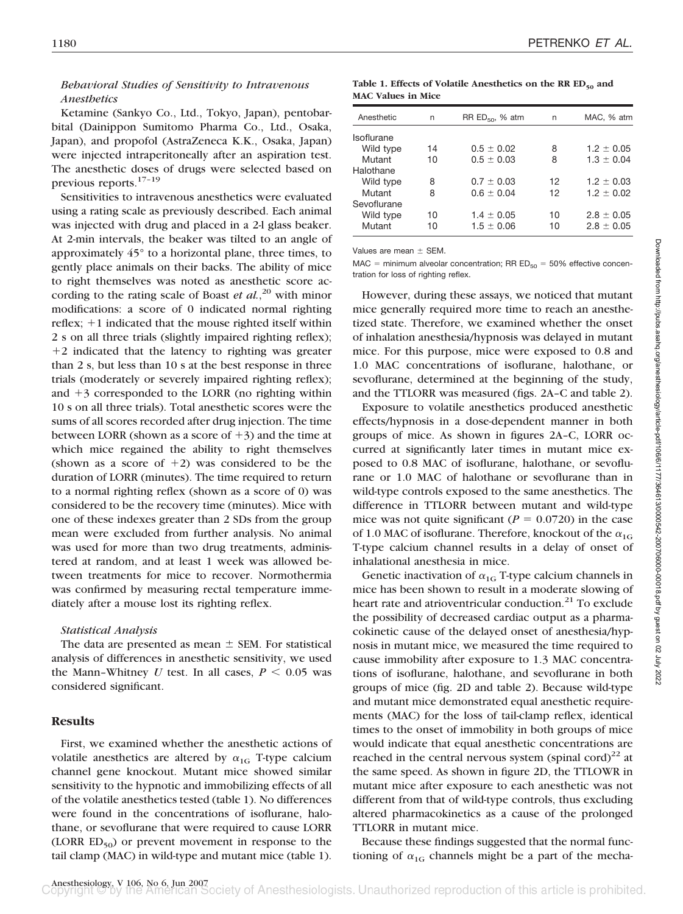### *Behavioral Studies of Sensitivity to Intravenous Anesthetics*

Ketamine (Sankyo Co., Ltd., Tokyo, Japan), pentobarbital (Dainippon Sumitomo Pharma Co., Ltd., Osaka, Japan), and propofol (AstraZeneca K.K., Osaka, Japan) were injected intraperitoneally after an aspiration test. The anesthetic doses of drugs were selected based on previous reports.[17–19]

Sensitivities to intravenous anesthetics were evaluated using a rating scale as previously described. Each animal was injected with drug and placed in a 2-l glass beaker. At 2-min intervals, the beaker was tilted to an angle of approximately 45° to a horizontal plane, three times, to gently place animals on their backs. The ability of mice to right themselves was noted as anesthetic score according to the rating scale of Boast *et al.*,[20] with minor modifications: a score of 0 indicated normal righting reflex; +1 indicated that the mouse righted itself within 2 s on all three trials (slightly impaired righting reflex); +2 indicated that the latency to righting was greater than 2 s, but less than 10 s at the best response in three trials (moderately or severely impaired righting reflex); and +3 corresponded to the LORR (no righting within 10 s on all three trials). Total anesthetic scores were the sums of all scores recorded after drug injection. The time between LORR (shown as a score of +3) and the time at which mice regained the ability to right themselves (shown as a score of +2) was considered to be the duration of LORR (minutes). The time required to return to a normal righting reflex (shown as a score of 0) was considered to be the recovery time (minutes). Mice with one of these indexes greater than 2 SDs from the group mean were excluded from further analysis. No animal was used for more than two drug treatments, administered at random, and at least 1 week was allowed between treatments for mice to recover. Normothermia was confirmed by measuring rectal temperature immediately after a mouse lost its righting reflex.

### *Statistical Analysis*

The data are presented as mean ± SEM. For statistical analysis of differences in anesthetic sensitivity, we used the Mann–Whitney *U* test. In all cases, $P < 0.05$ was considered significant.

## Results

First, we examined whether the anesthetic actions of volatile anesthetics are altered by $\alpha_{1G}$ T-type calcium channel gene knockout. Mutant mice showed similar sensitivity to the hypnotic and immobilizing effects of all of the volatile anesthetics tested (table 1). No differences were found in the concentrations of isoflurane, halothane, or sevoflurane that were required to cause LORR (LORR $ED_{50}$) or prevent movement in response to the tail clamp (MAC) in wild-type and mutant mice (table 1).

**Table 1. Effects of Volatile Anesthetics on the RR $ED_{50}$ and MAC Values in Mice**

| Anesthetic | n | RR $ED_{50}$, % atm | n | MAC, % atm |
|---|---|---|---|---|
| Isoflurane | | | | |
| Wild type | 14 | 0.5 ± 0.02 | 8 | 1.2 ± 0.05 |
| Mutant | 10 | 0.5 ± 0.03 | 8 | 1.3 ± 0.04 |
| Halothane | | | | |
| Wild type | 8 | 0.7 ± 0.03 | 12 | 1.2 ± 0.03 |
| Mutant | 8 | 0.6 ± 0.04 | 12 | 1.2 ± 0.02 |
| Sevoflurane | | | | |
| Wild type | 10 | 1.4 ± 0.05 | 10 | 2.8 ± 0.05 |
| Mutant | 10 | 1.5 ± 0.06 | 10 | 2.8 ± 0.05 |

Values are mean ± SEM.

MAC = minimum alveolar concentration; RR $ED_{50}$ = 50% effective concentration for loss of righting reflex.

However, during these assays, we noticed that mutant mice generally required more time to reach an anesthetized state. Therefore, we examined whether the onset of inhalation anesthesia/hypnosis was delayed in mutant mice. For this purpose, mice were exposed to 0.8 and 1.0 MAC concentrations of isoflurane, halothane, or sevoflurane, determined at the beginning of the study, and the TTLORR was measured (figs. 2A–C and table 2).

Exposure to volatile anesthetics produced anesthetic effects/hypnosis in a dose-dependent manner in both groups of mice. As shown in figures 2A–C, LORR occurred at significantly later times in mutant mice exposed to 0.8 MAC of isoflurane, halothane, or sevoflurane or 1.0 MAC of halothane or sevoflurane than in wild-type controls exposed to the same anesthetics. The difference in TTLORR between mutant and wild-type mice was not quite significant ($P = 0.0720$) in the case of 1.0 MAC of isoflurane. Therefore, knockout of the $\alpha_{1G}$ T-type calcium channel results in a delay of onset of inhalational anesthesia in mice.

Genetic inactivation of $\alpha_{1G}$ T-type calcium channels in mice has been shown to result in a moderate slowing of heart rate and atrioventricular conduction.[21] To exclude the possibility of decreased cardiac output as a pharmacokinetic cause of the delayed onset of anesthesia/hypnosis in mutant mice, we measured the time required to cause immobility after exposure to 1.3 MAC concentrations of isoflurane, halothane, and sevoflurane in both groups of mice (fig. 2D and table 2). Because wild-type and mutant mice demonstrated equal anesthetic requirements (MAC) for the loss of tail-clamp reflex, identical times to the onset of immobility in both groups of mice would indicate that equal anesthetic concentrations are reached in the central nervous system (spinal cord)[22] at the same speed. As shown in figure 2D, the TTLOWR in mutant mice after exposure to each anesthetic was not different from that of wild-type controls, thus excluding altered pharmacokinetics as a cause of the prolonged TTLORR in mutant mice.

Because these findings suggested that the normal functioning of $\alpha_{1G}$ channels might be a part of the mecha-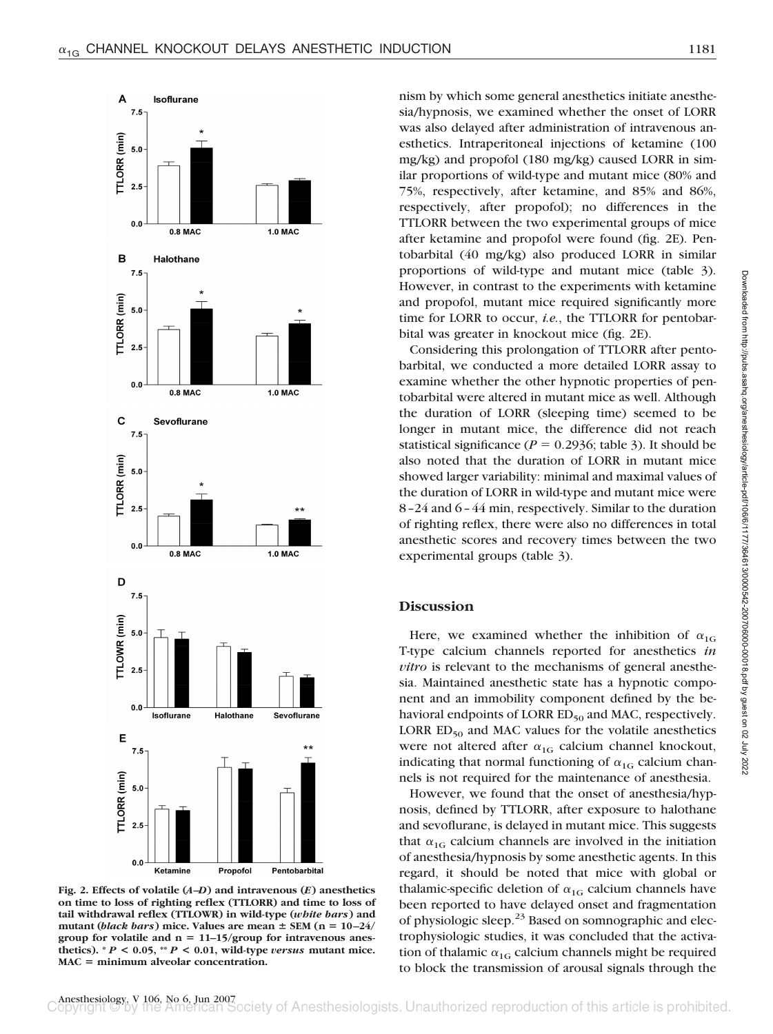nism by which some general anesthetics initiate anesthesia/hypnosis, we examined whether the onset of LORR was also delayed after administration of intravenous anesthetics. Intraperitoneal injections of ketamine (100 mg/kg) and propofol (180 mg/kg) caused LORR in similar proportions of wild-type and mutant mice (80% and 75%, respectively, after ketamine, and 85% and 86%, respectively, after propofol); no differences in the TTLORR between the two experimental groups of mice after ketamine and propofol were found (fig. 2E). Pentobarbital (40 mg/kg) also produced LORR in similar proportions of wild-type and mutant mice (table 3). However, in contrast to the experiments with ketamine and propofol, mutant mice required significantly more time for LORR to occur, *i.e.*, the TTLORR for pentobarbital was greater in knockout mice (fig. 2E).

Considering this prolongation of TTLORR after pentobarbital, we conducted a more detailed LORR assay to examine whether the other hypnotic properties of pentobarbital were altered in mutant mice as well. Although the duration of LORR (sleeping time) seemed to be longer in mutant mice, the difference did not reach statistical significance ($P = 0.2936$; table 3). It should be also noted that the duration of LORR in mutant mice showed larger variability: minimal and maximal values of the duration of LORR in wild-type and mutant mice were 8–24 and 6–44 min, respectively. Similar to the duration of righting reflex, there were also no differences in total anesthetic scores and recovery times between the two experimental groups (table 3).

**Fig. 2. Effects of volatile (*A–D*) and intravenous (*E*) anesthetics on time to loss of righting reflex (TTLORR) and time to loss of tail withdrawal reflex (TTLOWR) in wild-type (*white bars*) and mutant (*black bars*) mice. Values are mean ± SEM (n = 10–24/group for volatile and n = 11–15/group for intravenous anesthetics). * $P < 0.05$, ** $P < 0.01$, wild-type *versus* mutant mice. MAC = minimum alveolar concentration.**

## Discussion

Here, we examined whether the inhibition of $\alpha_{1G}$ T-type calcium channels reported for anesthetics *in vitro* is relevant to the mechanisms of general anesthesia. Maintained anesthetic state has a hypnotic component and an immobility component defined by the behavioral endpoints of LORR $ED_{50}$ and MAC, respectively. LORR $ED_{50}$ and MAC values for the volatile anesthetics were not altered after $\alpha_{1G}$ calcium channel knockout, indicating that normal functioning of $\alpha_{1G}$ calcium channels is not required for the maintenance of anesthesia.

However, we found that the onset of anesthesia/hypnosis, defined by TTLORR, after exposure to halothane and sevoflurane, is delayed in mutant mice. This suggests that $\alpha_{1G}$ calcium channels are involved in the initiation of anesthesia/hypnosis by some anesthetic agents. In this regard, it should be noted that mice with global or thalamic-specific deletion of $\alpha_{1G}$ calcium channels have been reported to have delayed onset and fragmentation of physiologic sleep.[23] Based on somnographic and electrophysiologic studies, it was concluded that the activation of thalamic $\alpha_{1G}$ calcium channels might be required to block the transmission of arousal signals through the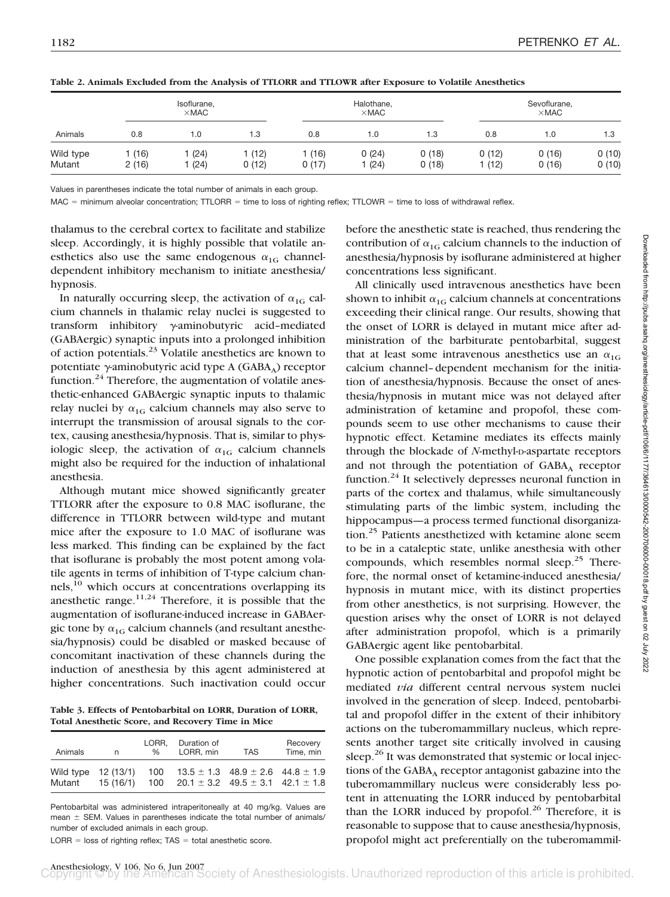**Table 2. Animals Excluded from the Analysis of TTLORR and TTLOWR after Exposure to Volatile Anesthetics**

| Animals | Isoflurane, ×MAC | | | Halothane, ×MAC | | | Sevoflurane, ×MAC | | |
|---|---|---|---|---|---|---|---|---|---|
| | 0.8 | 1.0 | 1.3 | 0.8 | 1.0 | 1.3 | 0.8 | 1.0 | 1.3 |
| Wild type | 1 (16) | 1 (24) | 1 (12) | 1 (16) | 0 (24) | 0 (18) | 0 (12) | 0 (16) | 0 (10) |
| Mutant | 2 (16) | 1 (24) | 0 (12) | 0 (17) | 1 (24) | 0 (18) | 1 (12) | 0 (16) | 0 (10) |

Values in parentheses indicate the total number of animals in each group.

MAC = minimum alveolar concentration; TTLORR = time to loss of righting reflex; TTLOWR = time to loss of withdrawal reflex.

thalamus to the cerebral cortex to facilitate and stabilize sleep. Accordingly, it is highly possible that volatile anesthetics also use the same endogenous $\alpha_{1G}$ channel-dependent inhibitory mechanism to initiate anesthesia/hypnosis.

In naturally occurring sleep, the activation of $\alpha_{1G}$ calcium channels in thalamic relay nuclei is suggested to transform inhibitory $\gamma$-aminobutyric acid–mediated (GABAergic) synaptic inputs into a prolonged inhibition of action potentials.[23] Volatile anesthetics are known to potentiate $\gamma$-aminobutyric acid type A ($GABA_A$) receptor function.[24] Therefore, the augmentation of volatile anesthetic-enhanced GABAergic synaptic inputs to thalamic relay nuclei by $\alpha_{1G}$ calcium channels may also serve to interrupt the transmission of arousal signals to the cortex, causing anesthesia/hypnosis. That is, similar to physiologic sleep, the activation of $\alpha_{1G}$ calcium channels might also be required for the induction of inhalational anesthesia.

Although mutant mice showed significantly greater TTLORR after the exposure to 0.8 MAC isoflurane, the difference in TTLORR between wild-type and mutant mice after the exposure to 1.0 MAC of isoflurane was less marked. This finding can be explained by the fact that isoflurane is probably the most potent among volatile agents in terms of inhibition of T-type calcium channels,[10] which occurs at concentrations overlapping its anesthetic range.[11,24] Therefore, it is possible that the augmentation of isoflurane-induced increase in GABAergic tone by $\alpha_{1G}$ calcium channels (and resultant anesthesia/hypnosis) could be disabled or masked because of concomitant inactivation of these channels during the induction of anesthesia by this agent administered at higher concentrations. Such inactivation could occur before the anesthetic state is reached, thus rendering the contribution of $\alpha_{1G}$ calcium channels to the induction of anesthesia/hypnosis by isoflurane administered at higher concentrations less significant.

**Table 3. Effects of Pentobarbital on LORR, Duration of LORR, Total Anesthetic Score, and Recovery Time in Mice**

| Animals | n | LORR, % | Duration of LORR, min | TAS | Recovery Time, min |
|---|---|---|---|---|---|
| Wild type | 12 (13/1) | 100 | 13.5 ± 1.3 | 48.9 ± 2.6 | 44.8 ± 1.9 |
| Mutant | 15 (16/1) | 100 | 20.1 ± 3.2 | 49.5 ± 3.1 | 42.1 ± 1.8 |

Pentobarbital was administered intraperitoneally at 40 mg/kg. Values are mean ± SEM. Values in parentheses indicate the total number of animals/number of excluded animals in each group.

LORR = loss of righting reflex; TAS = total anesthetic score.

All clinically used intravenous anesthetics have been shown to inhibit $\alpha_{1G}$ calcium channels at concentrations exceeding their clinical range. Our results, showing that the onset of LORR is delayed in mutant mice after administration of the barbiturate pentobarbital, suggest that at least some intravenous anesthetics use an $\alpha_{1G}$ calcium channel–dependent mechanism for the initiation of anesthesia/hypnosis. Because the onset of anesthesia/hypnosis in mutant mice was not delayed after administration of ketamine and propofol, these compounds seem to use other mechanisms to cause their hypnotic effect. Ketamine mediates its effects mainly through the blockade of *N*-methyl-D-aspartate receptors and not through the potentiation of $GABA_A$ receptor function.[24] It selectively depresses neuronal function in parts of the cortex and thalamus, while simultaneously stimulating parts of the limbic system, including the hippocampus—a process termed functional disorganization.[25] Patients anesthetized with ketamine alone seem to be in a cataleptic state, unlike anesthesia with other compounds, which resembles normal sleep.[25] Therefore, the normal onset of ketamine-induced anesthesia/hypnosis in mutant mice, with its distinct properties from other anesthetics, is not surprising. However, the question arises why the onset of LORR is not delayed after administration propofol, which is a primarily GABAergic agent like pentobarbital.

One possible explanation comes from the fact that the hypnotic action of pentobarbital and propofol might be mediated *via* different central nervous system nuclei involved in the generation of sleep. Indeed, pentobarbital and propofol differ in the extent of their inhibitory actions on the tuberomammillary nucleus, which represents another target site critically involved in causing sleep.[26] It was demonstrated that systemic or local injections of the $GABA_A$ receptor antagonist gabazine into the tuberomammillary nucleus were considerably less potent in attenuating the LORR induced by pentobarbital than the LORR induced by propofol.[26] Therefore, it is reasonable to suppose that to cause anesthesia/hypnosis, propofol might act preferentially on the tuberomammil-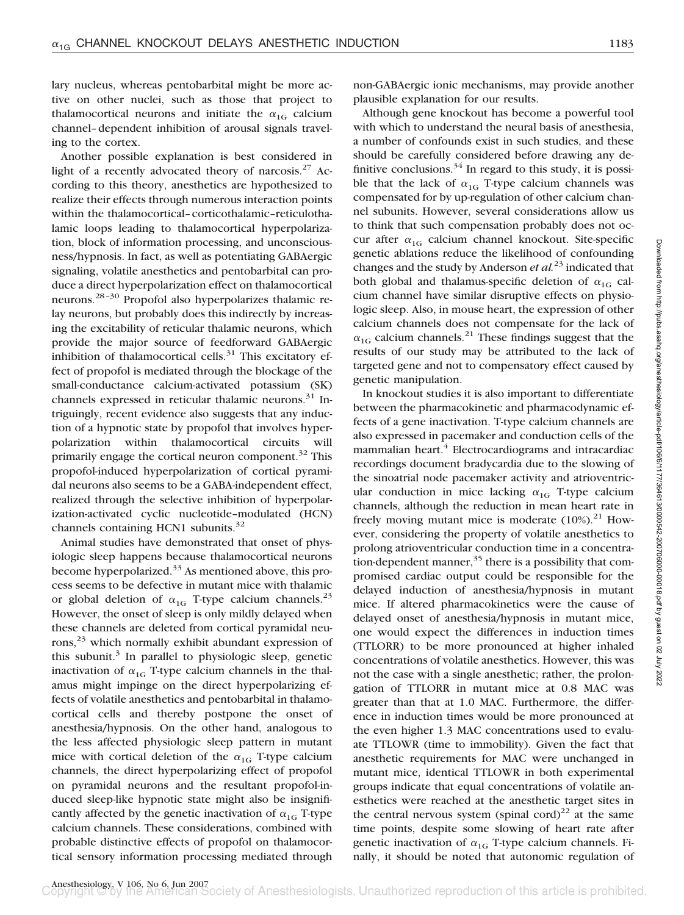lary nucleus, whereas pentobarbital might be more active on other nuclei, such as those that project to thalamocortical neurons and initiate the $\alpha_{1G}$ calcium channel–dependent inhibition of arousal signals traveling to the cortex.

Another possible explanation is best considered in light of a recently advocated theory of narcosis.[27] According to this theory, anesthetics are hypothesized to realize their effects through numerous interaction points within the thalamocortical–corticothalamic–reticulothalamic loops leading to thalamocortical hyperpolarization, block of information processing, and unconsciousness/hypnosis. In fact, as well as potentiating GABAergic signaling, volatile anesthetics and pentobarbital can produce a direct hyperpolarization effect on thalamocortical neurons.[28–30] Propofol also hyperpolarizes thalamic relay neurons, but probably does this indirectly by increasing the excitability of reticular thalamic neurons, which provide the major source of feedforward GABAergic inhibition of thalamocortical cells.[31] This excitatory effect of propofol is mediated through the blockage of the small-conductance calcium-activated potassium (SK) channels expressed in reticular thalamic neurons.[31] Intriguingly, recent evidence also suggests that any induction of a hypnotic state by propofol that involves hyperpolarization within thalamocortical circuits will primarily engage the cortical neuron component.[32] This propofol-induced hyperpolarization of cortical pyramidal neurons also seems to be a GABA-independent effect, realized through the selective inhibition of hyperpolarization-activated cyclic nucleotide–modulated (HCN) channels containing HCN1 subunits.[32]

Animal studies have demonstrated that onset of physiologic sleep happens because thalamocortical neurons become hyperpolarized.[33] As mentioned above, this process seems to be defective in mutant mice with thalamic or global deletion of $\alpha_{1G}$ T-type calcium channels.[23] However, the onset of sleep is only mildly delayed when these channels are deleted from cortical pyramidal neurons,[23] which normally exhibit abundant expression of this subunit.[3] In parallel to physiologic sleep, genetic inactivation of $\alpha_{1G}$ T-type calcium channels in the thalamus might impinge on the direct hyperpolarizing effects of volatile anesthetics and pentobarbital in thalamocortical cells and thereby postpone the onset of anesthesia/hypnosis. On the other hand, analogous to the less affected physiologic sleep pattern in mutant mice with cortical deletion of the $\alpha_{1G}$ T-type calcium channels, the direct hyperpolarizing effect of propofol on pyramidal neurons and the resultant propofol-induced sleep-like hypnotic state might also be insignificantly affected by the genetic inactivation of $\alpha_{1G}$ T-type calcium channels. These considerations, combined with probable distinctive effects of propofol on thalamocortical sensory information processing mediated through non-GABAergic ionic mechanisms, may provide another plausible explanation for our results.

Although gene knockout has become a powerful tool with which to understand the neural basis of anesthesia, a number of confounds exist in such studies, and these should be carefully considered before drawing any definitive conclusions.[34] In regard to this study, it is possible that the lack of $\alpha_{1G}$ T-type calcium channels was compensated for by up-regulation of other calcium channel subunits. However, several considerations allow us to think that such compensation probably does not occur after $\alpha_{1G}$ calcium channel knockout. Site-specific genetic ablations reduce the likelihood of confounding changes and the study by Anderson *et al.*[23] indicated that both global and thalamus-specific deletion of $\alpha_{1G}$ calcium channel have similar disruptive effects on physiologic sleep. Also, in mouse heart, the expression of other calcium channels does not compensate for the lack of $\alpha_{1G}$ calcium channels.[21] These findings suggest that the results of our study may be attributed to the lack of targeted gene and not to compensatory effect caused by genetic manipulation.

In knockout studies it is also important to differentiate between the pharmacokinetic and pharmacodynamic effects of a gene inactivation. T-type calcium channels are also expressed in pacemaker and conduction cells of the mammalian heart.[4] Electrocardiograms and intracardiac recordings document bradycardia due to the slowing of the sinoatrial node pacemaker activity and atrioventricular conduction in mice lacking $\alpha_{1G}$ T-type calcium channels, although the reduction in mean heart rate in freely moving mutant mice is moderate (10%).[21] However, considering the property of volatile anesthetics to prolong atrioventricular conduction time in a concentration-dependent manner,[35] there is a possibility that compromised cardiac output could be responsible for the delayed induction of anesthesia/hypnosis in mutant mice. If altered pharmacokinetics were the cause of delayed onset of anesthesia/hypnosis in mutant mice, one would expect the differences in induction times (TTLORR) to be more pronounced at higher inhaled concentrations of volatile anesthetics. However, this was not the case with a single anesthetic; rather, the prolongation of TTLORR in mutant mice at 0.8 MAC was greater than that at 1.0 MAC. Furthermore, the difference in induction times would be more pronounced at the even higher 1.3 MAC concentrations used to evaluate TTLOWR (time to immobility). Given the fact that anesthetic requirements for MAC were unchanged in mutant mice, identical TTLOWR in both experimental groups indicate that equal concentrations of volatile anesthetics were reached at the anesthetic target sites in the central nervous system (spinal cord)[22] at the same time points, despite some slowing of heart rate after genetic inactivation of $\alpha_{1G}$ T-type calcium channels. Finally, it should be noted that autonomic regulation of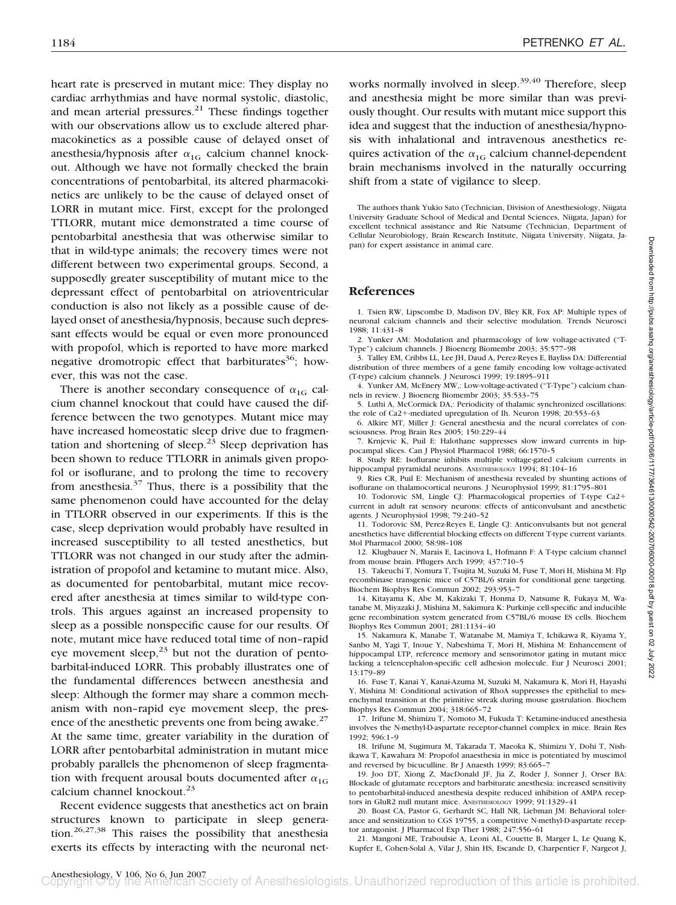heart rate is preserved in mutant mice: They display no cardiac arrhythmias and have normal systolic, diastolic, and mean arterial pressures.[21] These findings together with our observations allow us to exclude altered pharmacokinetics as a possible cause of delayed onset of anesthesia/hypnosis after $\alpha_{1G}$ calcium channel knockout. Although we have not formally checked the brain concentrations of pentobarbital, its altered pharmacokinetics are unlikely to be the cause of delayed onset of LORR in mutant mice. First, except for the prolonged TTLORR, mutant mice demonstrated a time course of pentobarbital anesthesia that was otherwise similar to that in wild-type animals; the recovery times were not different between two experimental groups. Second, a supposedly greater susceptibility of mutant mice to the depressant effect of pentobarbital on atrioventricular conduction is also not likely as a possible cause of delayed onset of anesthesia/hypnosis, because such depressant effects would be equal or even more pronounced with propofol, which is reported to have more marked negative dromotropic effect that barbiturates[36]; however, this was not the case.

There is another secondary consequence of $\alpha_{1G}$ calcium channel knockout that could have caused the difference between the two genotypes. Mutant mice may have increased homeostatic sleep drive due to fragmentation and shortening of sleep.[23] Sleep deprivation has been shown to reduce TTLORR in animals given propofol or isoflurane, and to prolong the time to recovery from anesthesia.[37] Thus, there is a possibility that the same phenomenon could have accounted for the delay in TTLORR observed in our experiments. If this is the case, sleep deprivation would probably have resulted in increased susceptibility to all tested anesthetics, but TTLORR was not changed in our study after the administration of propofol and ketamine to mutant mice. Also, as documented for pentobarbital, mutant mice recovered after anesthesia at times similar to wild-type controls. This argues against an increased propensity to sleep as a possible nonspecific cause for our results. Of note, mutant mice have reduced total time of non–rapid eye movement sleep,[23] but not the duration of pentobarbital-induced LORR. This probably illustrates one of the fundamental differences between anesthesia and sleep: Although the former may share a common mechanism with non–rapid eye movement sleep, the presence of the anesthetic prevents one from being awake.[27] At the same time, greater variability in the duration of LORR after pentobarbital administration in mutant mice probably parallels the phenomenon of sleep fragmentation with frequent arousal bouts documented after $\alpha_{1G}$ calcium channel knockout.[23]

Recent evidence suggests that anesthetics act on brain structures known to participate in sleep generation.[26,27,38] This raises the possibility that anesthesia exerts its effects by interacting with the neuronal networks normally involved in sleep.[39,40] Therefore, sleep and anesthesia might be more similar than was previously thought. Our results with mutant mice support this idea and suggest that the induction of anesthesia/hypnosis with inhalational and intravenous anesthetics requires activation of the $\alpha_{1G}$ calcium channel-dependent brain mechanisms involved in the naturally occurring shift from a state of vigilance to sleep.

The authors thank Yukio Sato (Technician, Division of Anesthesiology, Niigata University Graduate School of Medical and Dental Sciences, Niigata, Japan) for excellent technical assistance and Rie Natsume (Technician, Department of Cellular Neurobiology, Brain Research Institute, Niigata University, Niigata, Japan) for expert assistance in animal care.

## References

1. Tsien RW, Lipscombe D, Madison DV, Bley KR, Fox AP: Multiple types of neuronal calcium channels and their selective modulation. Trends Neurosci 1988; 11:431–8
2. Yunker AM: Modulation and pharmacology of low voltage-activated ("T-Type") calcium channels. J Bioenerg Biomembr 2003; 35:577–98
3. Talley EM, Cribbs LL, Lee JH, Daud A, Perez-Reyes E, Bayliss DA: Differential distribution of three members of a gene family encoding low voltage-activated (T-type) calcium channels. J Neurosci 1999; 19:1895–911
4. Yunker AM, McEnery MW,: Low-voltage-activated ("T-Type") calcium channels in review. J Bioenerg Biomembr 2003; 35:533–75
5. Luthi A, McCormick DA,: Periodicity of thalamic synchronized oscillations: the role of Ca2+-mediated upregulation of Ih. Neuron 1998; 20:553–63
6. Alkire MT, Miller J: General anesthesia and the neural correlates of consciousness. Prog Brain Res 2005; 150:229–44
7. Krnjevic K, Puil E: Halothane suppresses slow inward currents in hippocampal slices. Can J Physiol Pharmacol 1988; 66:1570–5
8. Study RE: Isoflurane inhibits multiple voltage-gated calcium currents in hippocampal pyramidal neurons. ANESTHESIOLOGY 1994; 81:104–16
9. Ries CR, Puil E: Mechanism of anesthesia revealed by shunting actions of isoflurane on thalamocortical neurons. J Neurophysiol 1999; 81:1795–801
10. Todorovic SM, Lingle CJ: Pharmacological properties of T-type Ca2+ current in adult rat sensory neurons: effects of anticonvulsant and anesthetic agents. J Neurophysiol 1998; 79:240–52
11. Todorovic SM, Perez-Reyes E, Lingle CJ: Anticonvulsants but not general anesthetics have differential blocking effects on different T-type current variants. Mol Pharmacol 2000; 58:98–108
12. Klugbauer N, Marais E, Lacinova L, Hofmann F: A T-type calcium channel from mouse brain. Pflugers Arch 1999; 437:710–5
13. Takeuchi T, Nomura T, Tsujita M, Suzuki M, Fuse T, Mori H, Mishina M: Flp recombinase transgenic mice of C57BL/6 strain for conditional gene targeting. Biochem Biophys Res Commun 2002; 293:953–7
14. Kitayama K, Abe M, Kakizaki T, Honma D, Natsume R, Fukaya M, Watanabe M, Miyazaki J, Mishina M, Sakimura K: Purkinje cell-specific and inducible gene recombination system generated from C57BL/6 mouse ES cells. Biochem Biophys Res Commun 2001; 281:1134–40
15. Nakamura K, Manabe T, Watanabe M, Mamiya T, Ichikawa R, Kiyama Y, Sanbo M, Yagi T, Inoue Y, Nabeshima T, Mori H, Mishina M: Enhancement of hippocampal LTP, reference memory and sensorimotor gating in mutant mice lacking a telencephalon-specific cell adhesion molecule. Eur J Neurosci 2001; 13:179–89
16. Fuse T, Kanai Y, Kanai-Azuma M, Suzuki M, Nakamura K, Mori H, Hayashi Y, Mishina M: Conditional activation of RhoA suppresses the epithelial to mesenchymal transition at the primitive streak during mouse gastrulation. Biochem Biophys Res Commun 2004; 318:665–72
17. Irifune M, Shimizu T, Nomoto M, Fukuda T: Ketamine-induced anesthesia involves the N-methyl-D-aspartate receptor-channel complex in mice. Brain Res 1992; 596:1–9
18. Irifune M, Sugimura M, Takarada T, Maeoka K, Shimizu Y, Dohi T, Nishikawa T, Kawahara M: Propofol anaesthesia in mice is potentiated by muscimol and reversed by bicuculline. Br J Anaesth 1999; 83:665–7
19. Joo DT, Xiong Z, MacDonald JF, Jia Z, Roder J, Sonner J, Orser BA: Blockade of glutamate receptors and barbiturate anesthesia: increased sensitivity to pentobarbital-induced anesthesia despite reduced inhibition of AMPA receptors in GluR2 null mutant mice. ANESTHESIOLOGY 1999; 91:1329–41
20. Boast CA, Pastor G, Gerhardt SC, Hall NR, Liebman JM: Behavioral tolerance and sensitization to CGS 19755, a competitive N-methyl-D-aspartate receptor antagonist. J Pharmacol Exp Ther 1988; 247:556–61
21. Mangoni ME, Traboulsie A, Leoni AL, Couette B, Marger L, Le Quang K, Kupfer E, Cohen-Solal A, Vilar J, Shin HS, Escande D, Charpentier F, Nargeot J,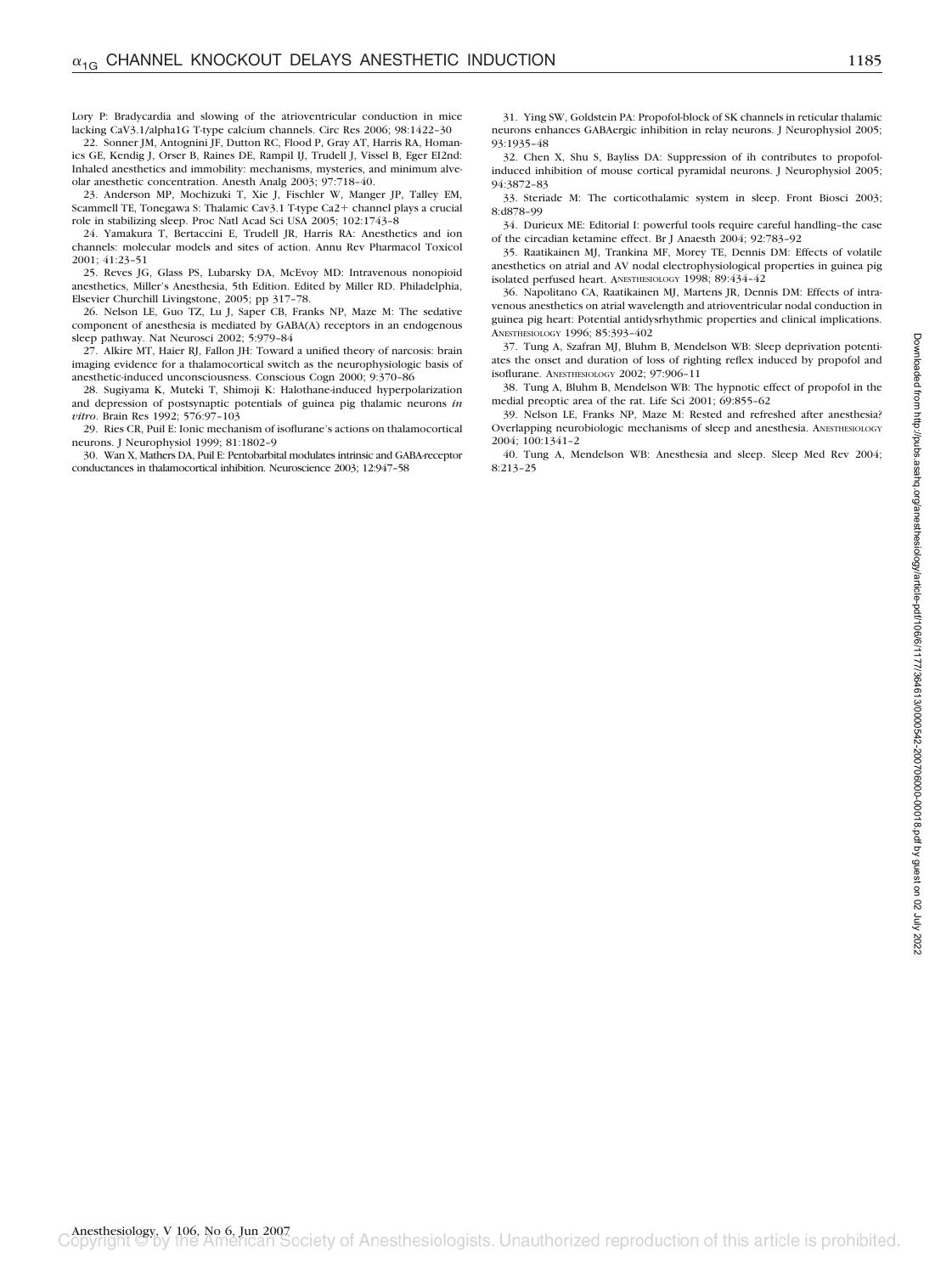Lory P: Bradycardia and slowing of the atrioventricular conduction in mice lacking CaV3.1/alpha1G T-type calcium channels. Circ Res 2006; 98:1422–30

22. Sonner JM, Antognini JF, Dutton RC, Flood P, Gray AT, Harris RA, Homanics GE, Kendig J, Orser B, Raines DE, Rampil IJ, Trudell J, Vissel B, Eger EI2nd: Inhaled anesthetics and immobility: mechanisms, mysteries, and minimum alveolar anesthetic concentration. Anesth Analg 2003; 97:718–40.

23. Anderson MP, Mochizuki T, Xie J, Fischler W, Manger JP, Talley EM, Scammell TE, Tonegawa S: Thalamic Cav3.1 T-type Ca2+ channel plays a crucial role in stabilizing sleep. Proc Natl Acad Sci USA 2005; 102:1743–8

24. Yamakura T, Bertaccini E, Trudell JR, Harris RA: Anesthetics and ion channels: molecular models and sites of action. Annu Rev Pharmacol Toxicol 2001; 41:23–51

25. Reves JG, Glass PS, Lubarsky DA, McEvoy MD: Intravenous nonopioid anesthetics, Miller's Anesthesia, 5th Edition. Edited by Miller RD. Philadelphia, Elsevier Churchill Livingstone, 2005; pp 317–78.

26. Nelson LE, Guo TZ, Lu J, Saper CB, Franks NP, Maze M: The sedative component of anesthesia is mediated by GABA(A) receptors in an endogenous sleep pathway. Nat Neurosci 2002; 5:979–84

27. Alkire MT, Haier RJ, Fallon JH: Toward a unified theory of narcosis: brain imaging evidence for a thalamocortical switch as the neurophysiologic basis of anesthetic-induced unconsciousness. Conscious Cogn 2000; 9:370–86

28. Sugiyama K, Muteki T, Shimoji K: Halothane-induced hyperpolarization and depression of postsynaptic potentials of guinea pig thalamic neurons *in vitro*. Brain Res 1992; 576:97–103

29. Ries CR, Puil E: Ionic mechanism of isoflurane's actions on thalamocortical neurons. J Neurophysiol 1999; 81:1802–9

30. Wan X, Mathers DA, Puil E: Pentobarbital modulates intrinsic and GABA-receptor conductances in thalamocortical inhibition. Neuroscience 2003; 12:947–58

31. Ying SW, Goldstein PA: Propofol-block of SK channels in reticular thalamic neurons enhances GABAergic inhibition in relay neurons. J Neurophysiol 2005; 93:1935–48

32. Chen X, Shu S, Bayliss DA: Suppression of ih contributes to propofol-induced inhibition of mouse cortical pyramidal neurons. J Neurophysiol 2005; 94:3872–83

33. Steriade M: The corticothalamic system in sleep. Front Biosci 2003; 8:d878–99

34. Durieux ME: Editorial I: powerful tools require careful handling–the case of the circadian ketamine effect. Br J Anaesth 2004; 92:783–92

35. Raatikainen MJ, Trankina MF, Morey TE, Dennis DM: Effects of volatile anesthetics on atrial and AV nodal electrophysiological properties in guinea pig isolated perfused heart. Anesthesiology 1998; 89:434–42

36. Napolitano CA, Raatikainen MJ, Martens JR, Dennis DM: Effects of intravenous anesthetics on atrial wavelength and atrioventricular nodal conduction in guinea pig heart: Potential antidysrhythmic properties and clinical implications. Anesthesiology 1996; 85:393–402

37. Tung A, Szafran MJ, Bluhm B, Mendelson WB: Sleep deprivation potentiates the onset and duration of loss of righting reflex induced by propofol and isoflurane. Anesthesiology 2002; 97:906–11

38. Tung A, Bluhm B, Mendelson WB: The hypnotic effect of propofol in the medial preoptic area of the rat. Life Sci 2001; 69:855–62

39. Nelson LE, Franks NP, Maze M: Rested and refreshed after anesthesia? Overlapping neurobiologic mechanisms of sleep and anesthesia. Anesthesiology 2004; 100:1341–2

40. Tung A, Mendelson WB: Anesthesia and sleep. Sleep Med Rev 2004; 8:213–25